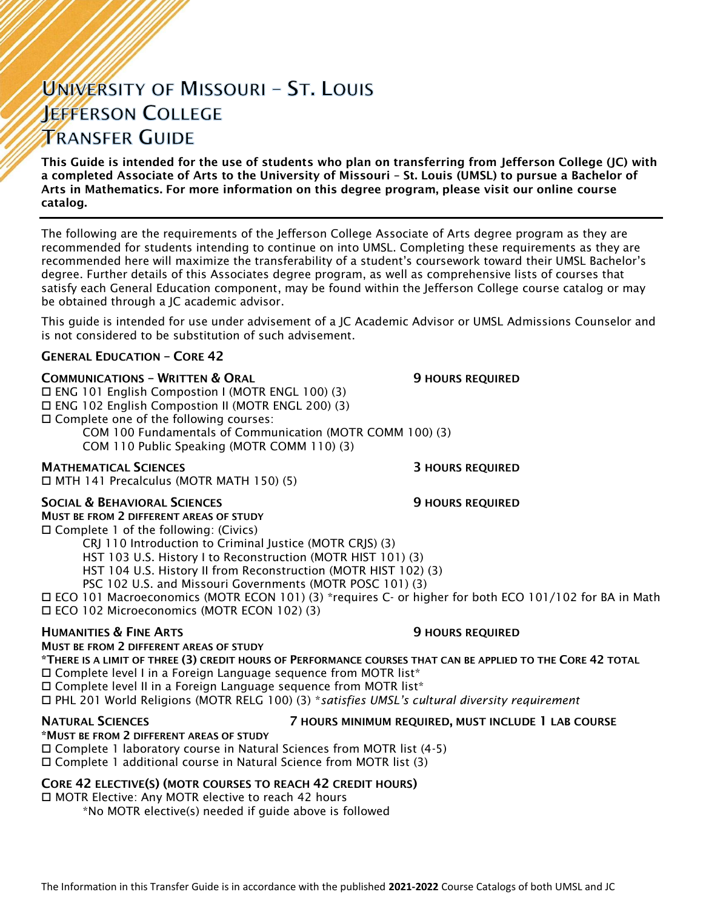# University of Missouri – St. Louis
# Jefferson College
# Transfer Guide

**This Guide is intended for the use of students who plan on transferring from Jefferson College (JC) with a completed Associate of Arts to the University of Missouri – St. Louis (UMSL) to pursue a Bachelor of Arts in Mathematics. For more information on this degree program, please visit our online course catalog.**

---

The following are the requirements of the Jefferson College Associate of Arts degree program as they are recommended for students intending to continue on into UMSL. Completing these requirements as they are recommended here will maximize the transferability of a student's coursework toward their UMSL Bachelor's degree. Further details of this Associates degree program, as well as comprehensive lists of courses that satisfy each General Education component, may be found within the Jefferson College course catalog or may be obtained through a JC academic advisor.

This guide is intended for use under advisement of a JC Academic Advisor or UMSL Admissions Counselor and is not considered to be substitution of such advisement.

## General Education – Core 42

### Communications – Written & Oral — 9 hours required

- ☐ ENG 101 English Compostion I (MOTR ENGL 100) (3)
- ☐ ENG 102 English Compostion II (MOTR ENGL 200) (3)
- ☐ Complete one of the following courses:
  - COM 100 Fundamentals of Communication (MOTR COMM 100) (3)
  - COM 110 Public Speaking (MOTR COMM 110) (3)

### Mathematical Sciences — 3 hours required

- ☐ MTH 141 Precalculus (MOTR MATH 150) (5)

### Social & Behavioral Sciences — 9 hours required

**Must be from 2 different areas of study**

- ☐ Complete 1 of the following: (Civics)
  - CRJ 110 Introduction to Criminal Justice (MOTR CRJS) (3)
  - HST 103 U.S. History I to Reconstruction (MOTR HIST 101) (3)
  - HST 104 U.S. History II from Reconstruction (MOTR HIST 102) (3)
  - PSC 102 U.S. and Missouri Governments (MOTR POSC 101) (3)
- ☐ ECO 101 Macroeconomics (MOTR ECON 101) (3) *requires C- or higher for both ECO 101/102 for BA in Math
- ☐ ECO 102 Microeconomics (MOTR ECON 102) (3)

### Humanities & Fine Arts — 9 hours required

**Must be from 2 different areas of study**

**\*There is a limit of three (3) credit hours of Performance courses that can be applied to the Core 42 total**

- ☐ Complete level I in a Foreign Language sequence from MOTR list*
- ☐ Complete level II in a Foreign Language sequence from MOTR list*
- ☐ PHL 201 World Religions (MOTR RELG 100) (3) **satisfies UMSL's cultural diversity requirement*

### Natural Sciences — 7 hours minimum required, must include 1 lab course

**\*Must be from 2 different areas of study**

- ☐ Complete 1 laboratory course in Natural Sciences from MOTR list (4-5)
- ☐ Complete 1 additional course in Natural Science from MOTR list (3)

### Core 42 Elective(s) (MOTR courses to reach 42 credit hours)

- ☐ MOTR Elective: Any MOTR elective to reach 42 hours
  - *No MOTR elective(s) needed if guide above is followed

The Information in this Transfer Guide is in accordance with the published **2021-2022** Course Catalogs of both UMSL and JC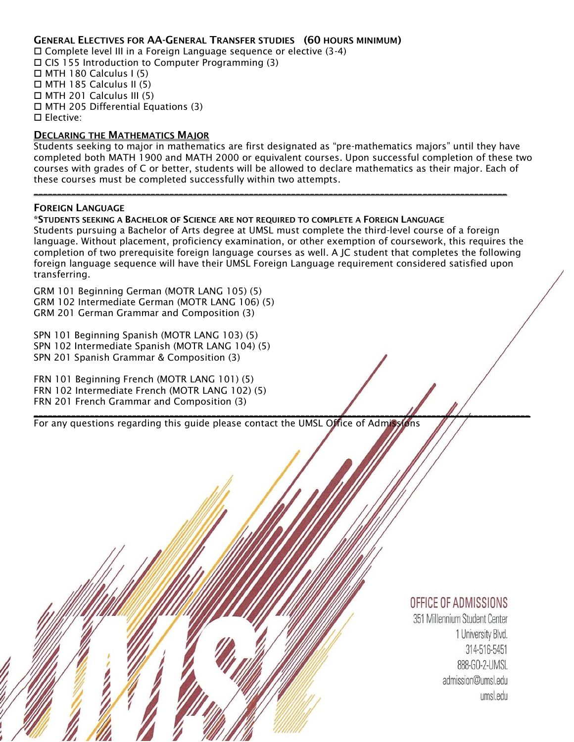## General Electives for AA-General Transfer studies (60 hours minimum)

- ☐ Complete level III in a Foreign Language sequence or elective (3-4)
- ☐ CIS 155 Introduction to Computer Programming (3)
- ☐ MTH 180 Calculus I (5)
- ☐ MTH 185 Calculus II (5)
- ☐ MTH 201 Calculus III (5)
- ☐ MTH 205 Differential Equations (3)
- ☐ Elective:

## Declaring the Mathematics Major

Students seeking to major in mathematics are first designated as "pre-mathematics majors" until they have completed both MATH 1900 and MATH 2000 or equivalent courses. Upon successful completion of these two courses with grades of C or better, students will be allowed to declare mathematics as their major. Each of these courses must be completed successfully within two attempts.

---

## Foreign Language

**\*Students seeking a Bachelor of Science are not required to complete a Foreign Language**

Students pursuing a Bachelor of Arts degree at UMSL must complete the third-level course of a foreign language. Without placement, proficiency examination, or other exemption of coursework, this requires the completion of two prerequisite foreign language courses as well. A JC student that completes the following foreign language sequence will have their UMSL Foreign Language requirement considered satisfied upon transferring.

GRM 101 Beginning German (MOTR LANG 105) (5)
GRM 102 Intermediate German (MOTR LANG 106) (5)
GRM 201 German Grammar and Composition (3)

SPN 101 Beginning Spanish (MOTR LANG 103) (5)
SPN 102 Intermediate Spanish (MOTR LANG 104) (5)
SPN 201 Spanish Grammar & Composition (3)

FRN 101 Beginning French (MOTR LANG 101) (5)
FRN 102 Intermediate French (MOTR LANG 102) (5)
FRN 201 French Grammar and Composition (3)

---

For any questions regarding this guide please contact the UMSL Office of Admissions

OFFICE OF ADMISSIONS
351 Millennium Student Center
1 University Blvd.
314-516-5451
888-GO-2-UMSL
admission@umsl.edu
umsl.edu